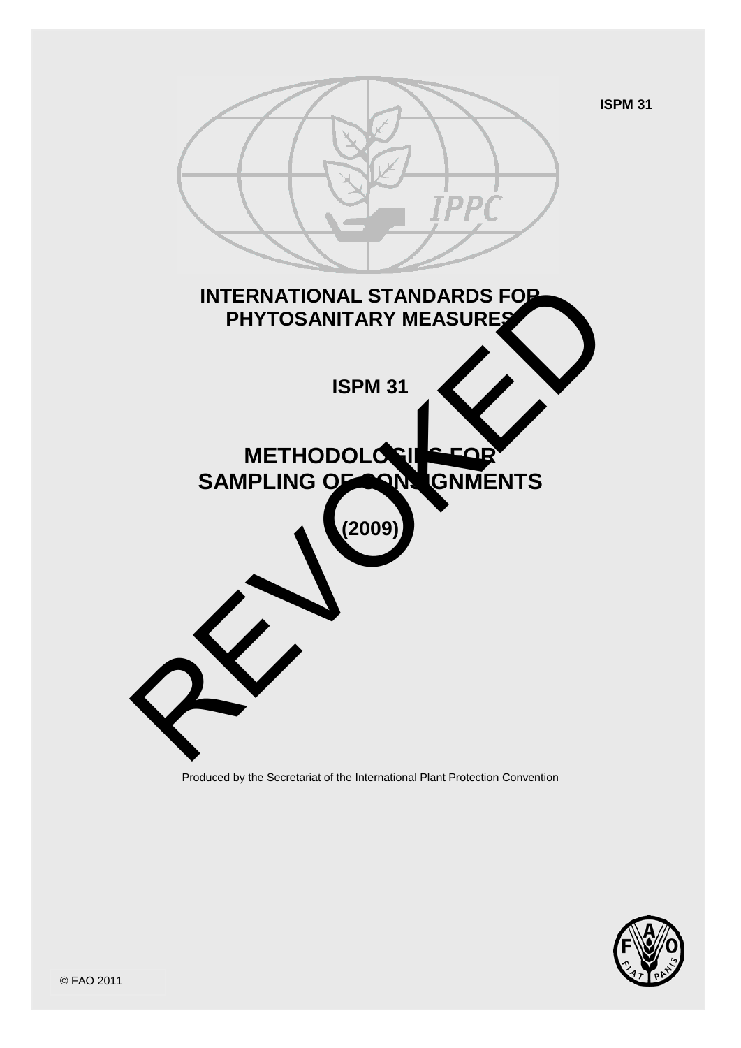ISPM 31

# INTERNATIONAL STANDARDS FOR PHYTOSANITARY MEASURES

## ISPM 31

# METHODOLOGIES FOR SAMPLING OF CONSIGNMENTS

**(2009)**

REVOKED

Produced by the Secretariat of the International Plant Protection Convention

© FAO 2011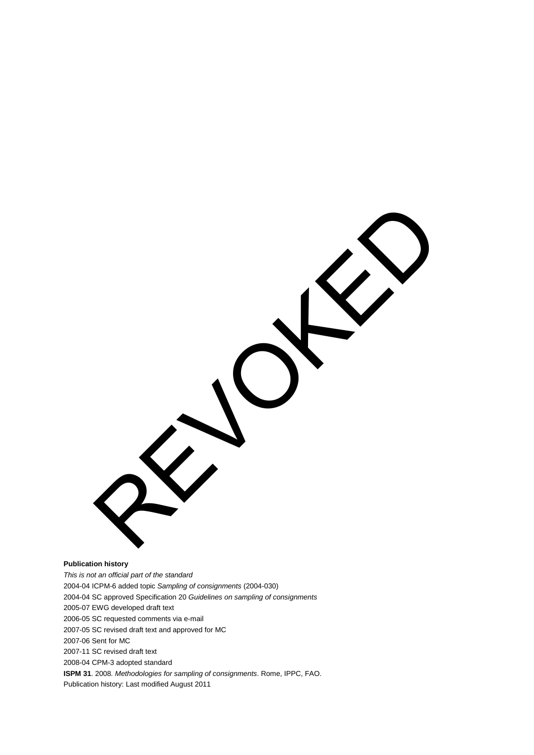REVOKED

**Publication history**

*This is not an official part of the standard*

2004-04 ICPM-6 added topic *Sampling of consignments* (2004-030)

2004-04 SC approved Specification 20 *Guidelines on sampling of consignments*

2005-07 EWG developed draft text

2006-05 SC requested comments via e-mail

2007-05 SC revised draft text and approved for MC

2007-06 Sent for MC

2007-11 SC revised draft text

2008-04 CPM-3 adopted standard

**ISPM 31**. 2008. *Methodologies for sampling of consignments*. Rome, IPPC, FAO.

Publication history: Last modified August 2011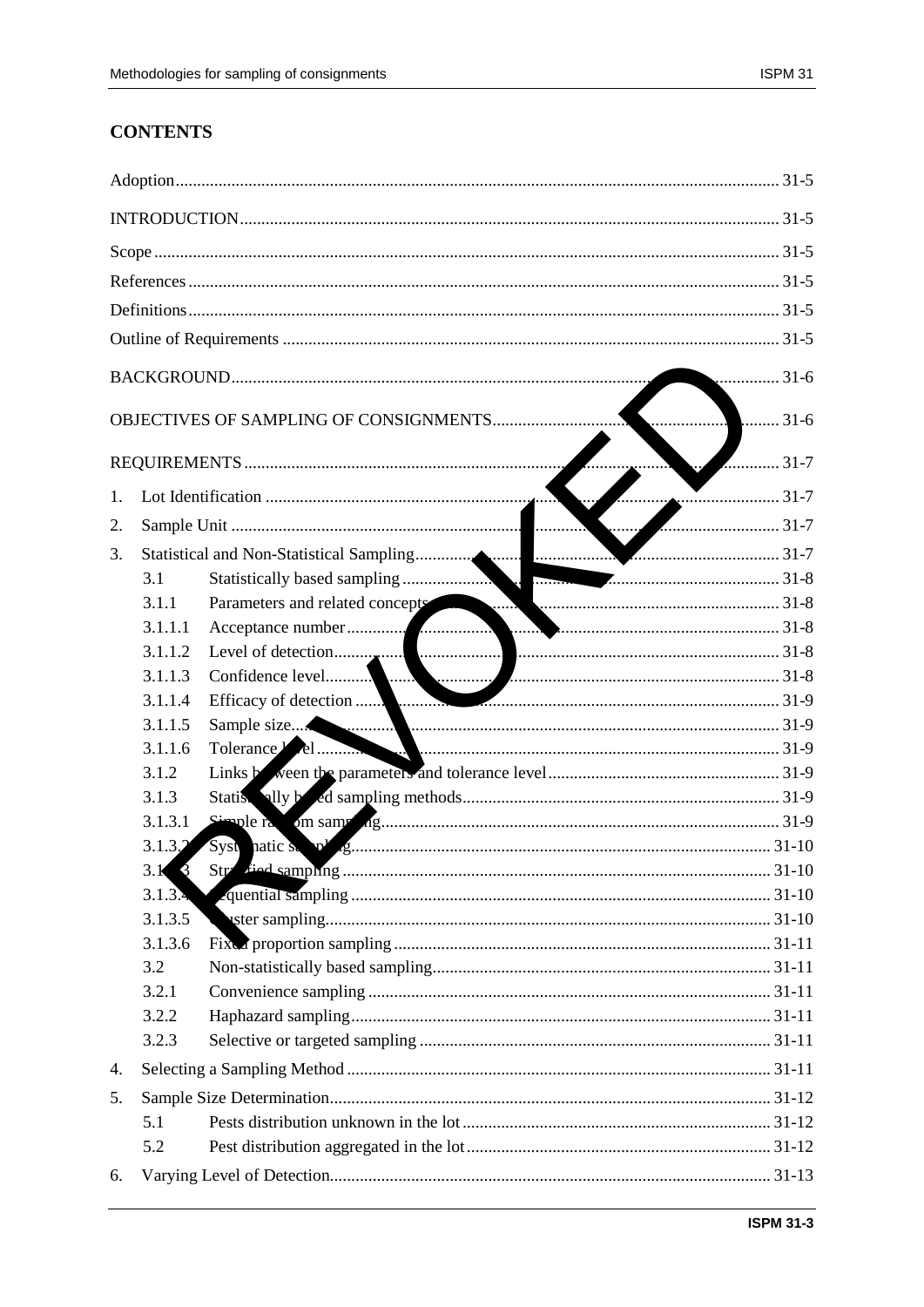## CONTENTS

| | | |
|---|---|---|
| Adoption | | 31-5 |
| INTRODUCTION | | 31-5 |
| Scope | | 31-5 |
| References | | 31-5 |
| Definitions | | 31-5 |
| Outline of Requirements | | 31-5 |
| BACKGROUND | | 31-6 |
| OBJECTIVES OF SAMPLING OF CONSIGNMENTS | | 31-6 |
| REQUIREMENTS | | 31-7 |
| 1. | Lot Identification | 31-7 |
| 2. | Sample Unit | 31-7 |
| 3. | Statistical and Non-Statistical Sampling | 31-7 |
| 3.1 | Statistically based sampling | 31-8 |
| 3.1.1 | Parameters and related concepts | 31-8 |
| 3.1.1.1 | Acceptance number | 31-8 |
| 3.1.1.2 | Level of detection | 31-8 |
| 3.1.1.3 | Confidence level | 31-8 |
| 3.1.1.4 | Efficacy of detection | 31-9 |
| 3.1.1.5 | Sample size | 31-9 |
| 3.1.1.6 | Tolerance level | 31-9 |
| 3.1.2 | Links between the parameters and tolerance level | 31-9 |
| 3.1.3 | Statistically based sampling methods | 31-9 |
| 3.1.3.1 | Simple random sampling | 31-9 |
| 3.1.3.2 | Systematic sampling | 31-10 |
| 3.1.3.3 | Stratified sampling | 31-10 |
| 3.1.3.4 | Sequential sampling | 31-10 |
| 3.1.3.5 | Cluster sampling | 31-10 |
| 3.1.3.6 | Fixed proportion sampling | 31-11 |
| 3.2 | Non-statistically based sampling | 31-11 |
| 3.2.1 | Convenience sampling | 31-11 |
| 3.2.2 | Haphazard sampling | 31-11 |
| 3.2.3 | Selective or targeted sampling | 31-11 |
| 4. | Selecting a Sampling Method | 31-11 |
| 5. | Sample Size Determination | 31-12 |
| 5.1 | Pests distribution unknown in the lot | 31-12 |
| 5.2 | Pest distribution aggregated in the lot | 31-12 |
| 6. | Varying Level of Detection | 31-13 |

REVOKED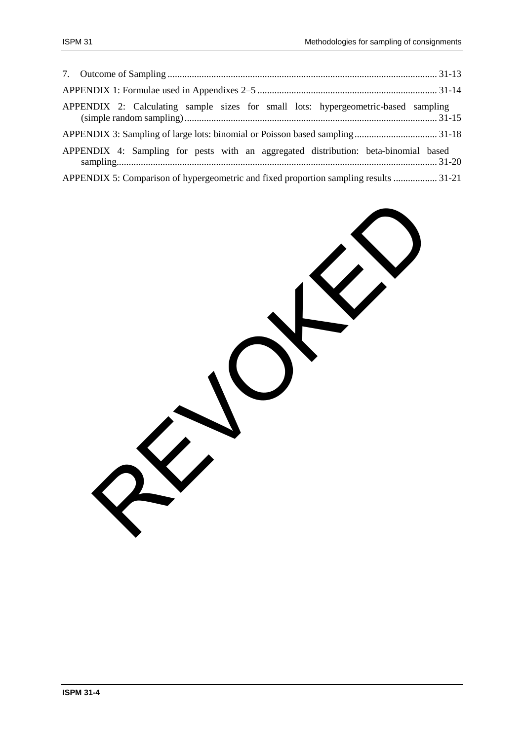7. Outcome of Sampling ............................................................................................................. 31-13

APPENDIX 1: Formulae used in Appendixes 2–5 ......................................................................... 31-14

APPENDIX 2: Calculating sample sizes for small lots: hypergeometric-based sampling (simple random sampling) ...................................................................................................... 31-15

APPENDIX 3: Sampling of large lots: binomial or Poisson based sampling .................................. 31-18

APPENDIX 4: Sampling for pests with an aggregated distribution: beta-binomial based sampling.................................................................................................................................. 31-20

APPENDIX 5: Comparison of hypergeometric and fixed proportion sampling results .................. 31-21

REVOKED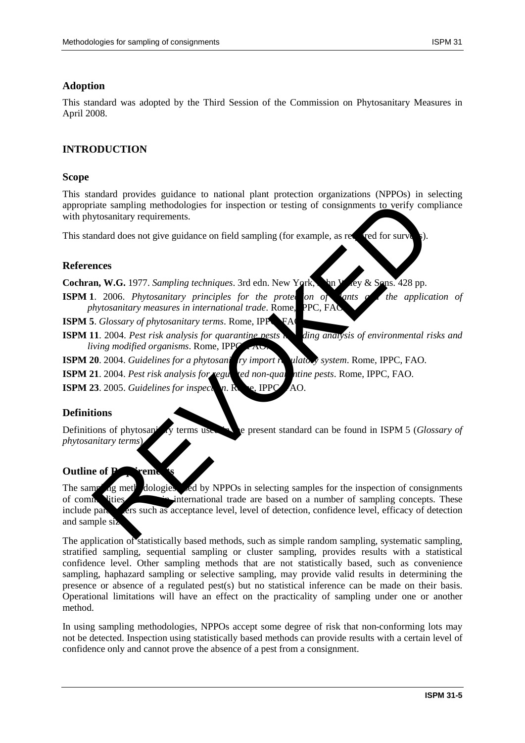## Adoption

This standard was adopted by the Third Session of the Commission on Phytosanitary Measures in April 2008.

## INTRODUCTION

### Scope

This standard provides guidance to national plant protection organizations (NPPOs) in selecting appropriate sampling methodologies for inspection or testing of consignments to verify compliance with phytosanitary requirements.

This standard does not give guidance on field sampling (for example, as required for surveys).

### References

**Cochran, W.G.** 1977. *Sampling techniques*. 3rd edn. New York, John Wiley & Sons. 428 pp.

**ISPM 1**. 2006. *Phytosanitary principles for the protection of plants and the application of phytosanitary measures in international trade*. Rome, IPPC, FAO.

**ISPM 5**. *Glossary of phytosanitary terms*. Rome, IPPC, FAO.

**ISPM 11**. 2004. *Pest risk analysis for quarantine pests including analysis of environmental risks and living modified organisms*. Rome, IPPC, FAO.

**ISPM 20**. 2004. *Guidelines for a phytosanitary import regulatory system*. Rome, IPPC, FAO.

**ISPM 21**. 2004. *Pest risk analysis for regulated non-quarantine pests*. Rome, IPPC, FAO.

**ISPM 23**. 2005. *Guidelines for inspection*. Rome, IPPC, FAO.

### Definitions

Definitions of phytosanitary terms used in the present standard can be found in ISPM 5 (*Glossary of phytosanitary terms*).

### Outline of Requirements

The sampling methodologies used by NPPOs in selecting samples for the inspection of consignments of commodities moving in international trade are based on a number of sampling concepts. These include parameters such as acceptance level, level of detection, confidence level, efficacy of detection and sample size.

The application of statistically based methods, such as simple random sampling, systematic sampling, stratified sampling, sequential sampling or cluster sampling, provides results with a statistical confidence level. Other sampling methods that are not statistically based, such as convenience sampling, haphazard sampling or selective sampling, may provide valid results in determining the presence or absence of a regulated pest(s) but no statistical inference can be made on their basis. Operational limitations will have an effect on the practicality of sampling under one or another method.

In using sampling methodologies, NPPOs accept some degree of risk that non-conforming lots may not be detected. Inspection using statistically based methods can provide results with a certain level of confidence only and cannot prove the absence of a pest from a consignment.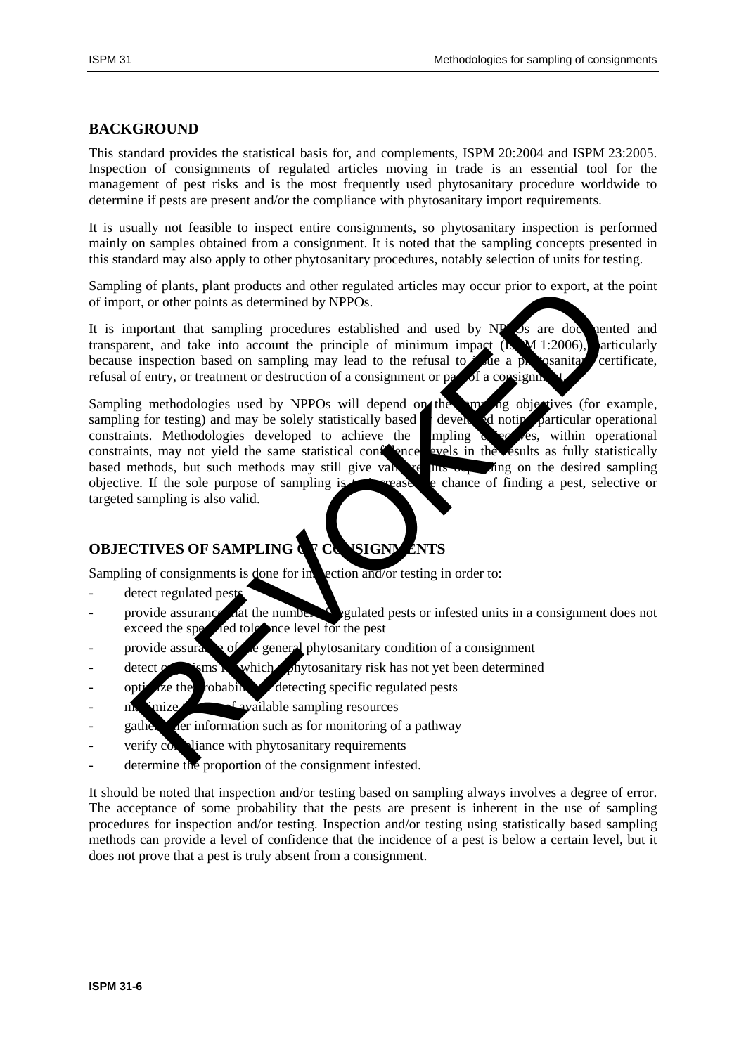## BACKGROUND

This standard provides the statistical basis for, and complements, ISPM 20:2004 and ISPM 23:2005. Inspection of consignments of regulated articles moving in trade is an essential tool for the management of pest risks and is the most frequently used phytosanitary procedure worldwide to determine if pests are present and/or the compliance with phytosanitary import requirements.

It is usually not feasible to inspect entire consignments, so phytosanitary inspection is performed mainly on samples obtained from a consignment. It is noted that the sampling concepts presented in this standard may also apply to other phytosanitary procedures, notably selection of units for testing.

Sampling of plants, plant products and other regulated articles may occur prior to export, at the point of import, or other points as determined by NPPOs.

It is important that sampling procedures established and used by NPPOs are documented and transparent, and take into account the principle of minimum impact (ISPM 1:2006), particularly because inspection based on sampling may lead to the refusal to issue a phytosanitary certificate, refusal of entry, or treatment or destruction of a consignment or part of a consignment.

Sampling methodologies used by NPPOs will depend on the sampling objectives (for example, sampling for testing) and may be solely statistically based or developed noting particular operational constraints. Methodologies developed to achieve the sampling objectives, within operational constraints, may not yield the same statistical confidence levels in the results as fully statistically based methods, but such methods may still give valid results depending on the desired sampling objective. If the sole purpose of sampling is to increase the chance of finding a pest, selective or targeted sampling is also valid.

## OBJECTIVES OF SAMPLING OF CONSIGNMENTS

Sampling of consignments is done for inspection and/or testing in order to:

- detect regulated pests
- provide assurance that the number of regulated pests or infested units in a consignment does not exceed the specified tolerance level for the pest
- provide assurance of the general phytosanitary condition of a consignment
- detect organisms for which phytosanitary risk has not yet been determined
- optimize the probability of detecting specific regulated pests
- maximize the use of available sampling resources
- gather other information such as for monitoring of a pathway
- verify compliance with phytosanitary requirements
- determine the proportion of the consignment infested.

It should be noted that inspection and/or testing based on sampling always involves a degree of error. The acceptance of some probability that the pests are present is inherent in the use of sampling procedures for inspection and/or testing. Inspection and/or testing using statistically based sampling methods can provide a level of confidence that the incidence of a pest is below a certain level, but it does not prove that a pest is truly absent from a consignment.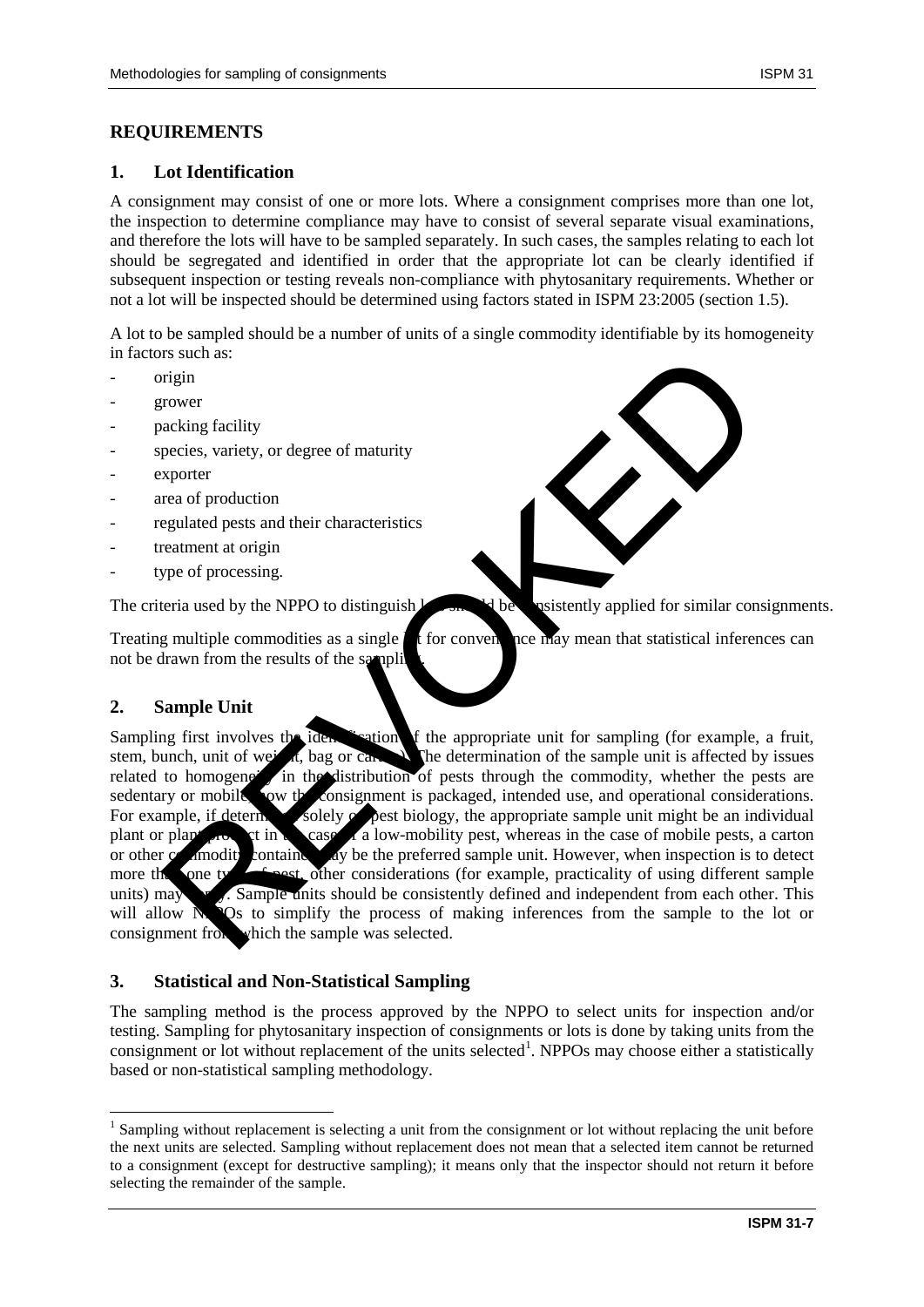## REQUIREMENTS

### 1. Lot Identification

A consignment may consist of one or more lots. Where a consignment comprises more than one lot, the inspection to determine compliance may have to consist of several separate visual examinations, and therefore the lots will have to be sampled separately. In such cases, the samples relating to each lot should be segregated and identified in order that the appropriate lot can be clearly identified if subsequent inspection or testing reveals non-compliance with phytosanitary requirements. Whether or not a lot will be inspected should be determined using factors stated in ISPM 23:2005 (section 1.5).

A lot to be sampled should be a number of units of a single commodity identifiable by its homogeneity in factors such as:

- origin
- grower
- packing facility
- species, variety, or degree of maturity
- exporter
- area of production
- regulated pests and their characteristics
- treatment at origin
- type of processing.

The criteria used by the NPPO to distinguish lots should be consistently applied for similar consignments.

Treating multiple commodities as a single lot for convenience may mean that statistical inferences can not be drawn from the results of the sampling.

### 2. Sample Unit

Sampling first involves the identification of the appropriate unit for sampling (for example, a fruit, stem, bunch, unit of weight, bag or carton). The determination of the sample unit is affected by issues related to homogeneity in the distribution of pests through the commodity, whether the pests are sedentary or mobile, how the consignment is packaged, intended use, and operational considerations. For example, if determined solely on pest biology, the appropriate sample unit might be an individual plant or plant product in the case of a low-mobility pest, whereas in the case of mobile pests, a carton or other commodity container may be the preferred sample unit. However, when inspection is to detect more than one type of pest, other considerations (for example, practicality of using different sample units) may apply. Sample units should be consistently defined and independent from each other. This will allow NPPOs to simplify the process of making inferences from the sample to the lot or consignment from which the sample was selected.

### 3. Statistical and Non-Statistical Sampling

The sampling method is the process approved by the NPPO to select units for inspection and/or testing. Sampling for phytosanitary inspection of consignments or lots is done by taking units from the consignment or lot without replacement of the units selected[1]. NPPOs may choose either a statistically based or non-statistical sampling methodology.

[1] Sampling without replacement is selecting a unit from the consignment or lot without replacing the unit before the next units are selected. Sampling without replacement does not mean that a selected item cannot be returned to a consignment (except for destructive sampling); it means only that the inspector should not return it before selecting the remainder of the sample.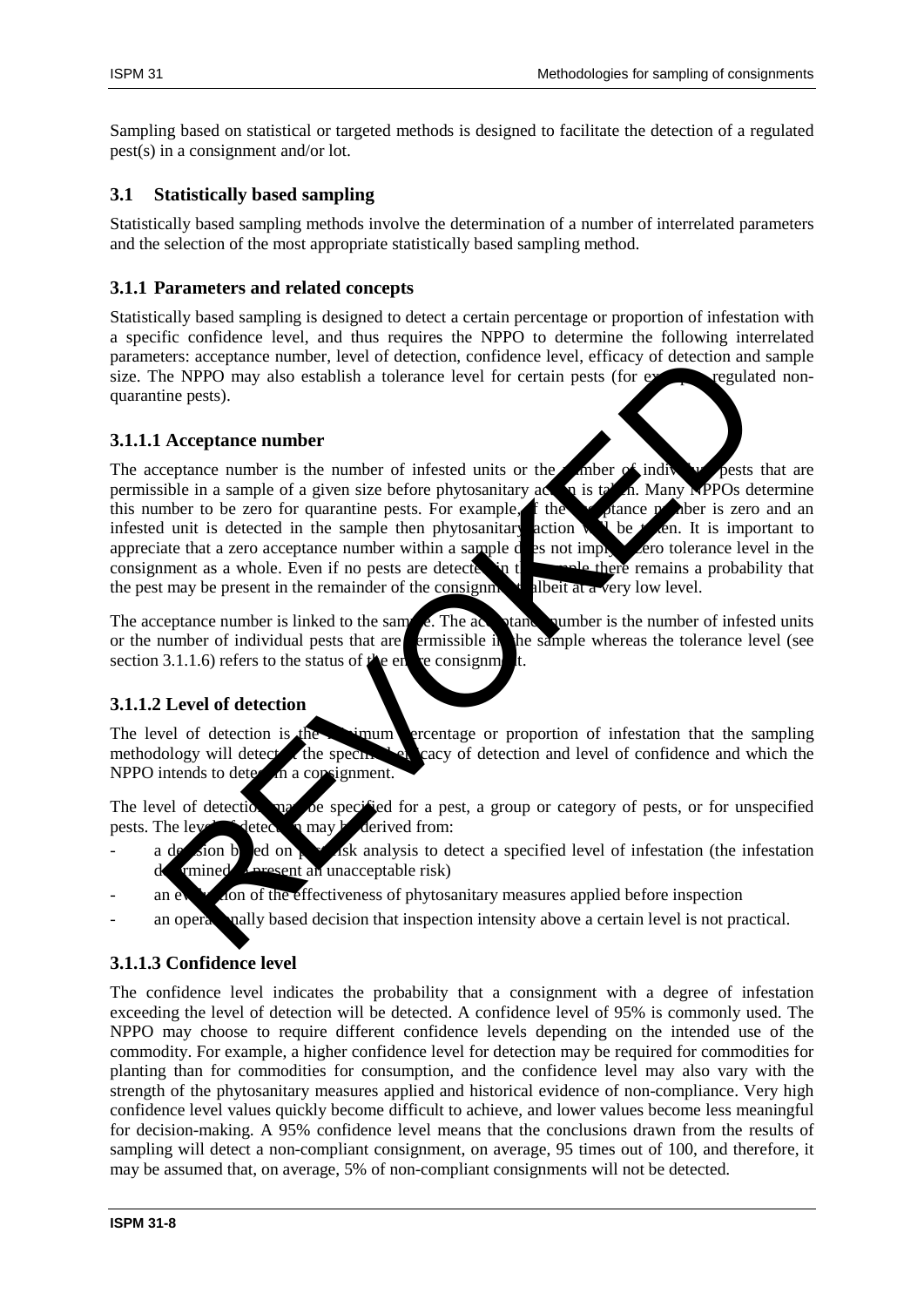Sampling based on statistical or targeted methods is designed to facilitate the detection of a regulated pest(s) in a consignment and/or lot.

## 3.1 Statistically based sampling

Statistically based sampling methods involve the determination of a number of interrelated parameters and the selection of the most appropriate statistically based sampling method.

### 3.1.1 Parameters and related concepts

Statistically based sampling is designed to detect a certain percentage or proportion of infestation with a specific confidence level, and thus requires the NPPO to determine the following interrelated parameters: acceptance number, level of detection, confidence level, efficacy of detection and sample size. The NPPO may also establish a tolerance level for certain pests (for example, regulated non-quarantine pests).

#### 3.1.1.1 Acceptance number

The acceptance number is the number of infested units or the number of individual pests that are permissible in a sample of a given size before phytosanitary action is taken. Many NPPOs determine this number to be zero for quarantine pests. For example, if the acceptance number is zero and an infested unit is detected in the sample then phytosanitary action will be taken. It is important to appreciate that a zero acceptance number within a sample does not imply a zero tolerance level in the consignment as a whole. Even if no pests are detected in the sample there remains a probability that the pest may be present in the remainder of the consignment, albeit at a very low level.

The acceptance number is linked to the sample. The acceptance number is the number of infested units or the number of individual pests that are permissible in the sample whereas the tolerance level (see section 3.1.1.6) refers to the status of the entire consignment.

#### 3.1.1.2 Level of detection

The level of detection is the minimum percentage or proportion of infestation that the sampling methodology will detect at the specified efficacy of detection and level of confidence and which the NPPO intends to detect in a consignment.

The level of detection may be specified for a pest, a group or category of pests, or for unspecified pests. The level of detection may be derived from:

- a decision based on pest risk analysis to detect a specified level of infestation (the infestation determined to present an unacceptable risk)
- an evaluation of the effectiveness of phytosanitary measures applied before inspection
- an operationally based decision that inspection intensity above a certain level is not practical.

#### 3.1.1.3 Confidence level

The confidence level indicates the probability that a consignment with a degree of infestation exceeding the level of detection will be detected. A confidence level of 95% is commonly used. The NPPO may choose to require different confidence levels depending on the intended use of the commodity. For example, a higher confidence level for detection may be required for commodities for planting than for commodities for consumption, and the confidence level may also vary with the strength of the phytosanitary measures applied and historical evidence of non-compliance. Very high confidence level values quickly become difficult to achieve, and lower values become less meaningful for decision-making. A 95% confidence level means that the conclusions drawn from the results of sampling will detect a non-compliant consignment, on average, 95 times out of 100, and therefore, it may be assumed that, on average, 5% of non-compliant consignments will not be detected.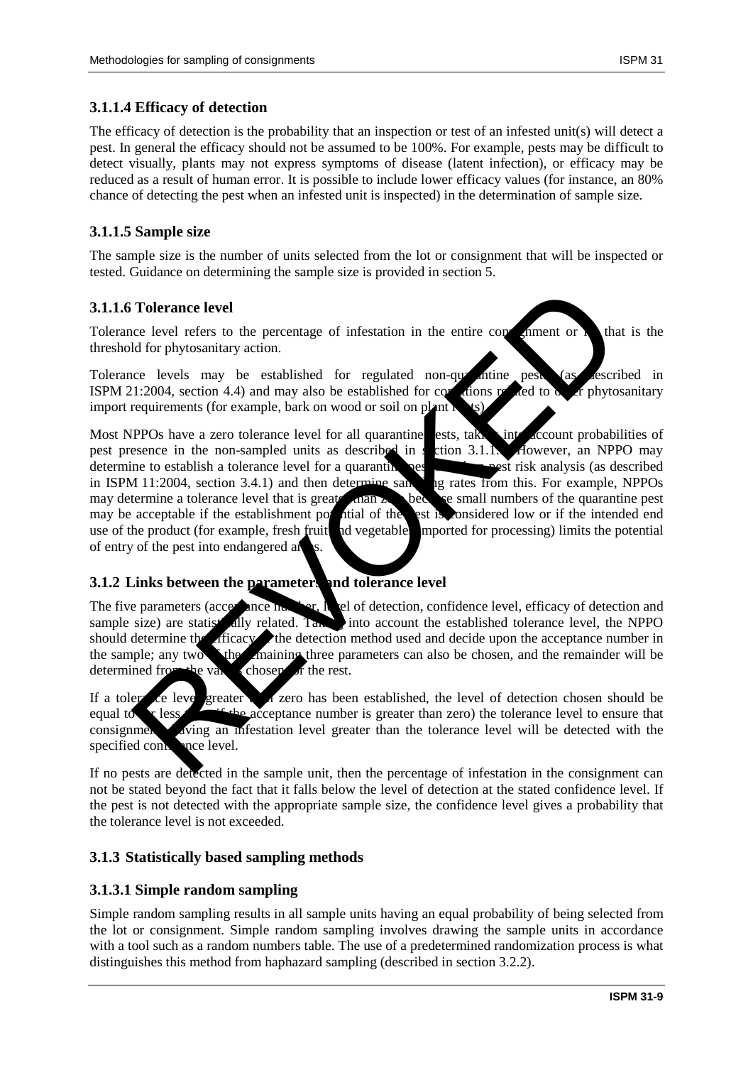### 3.1.1.4 Efficacy of detection

The efficacy of detection is the probability that an inspection or test of an infested unit(s) will detect a pest. In general the efficacy should not be assumed to be 100%. For example, pests may be difficult to detect visually, plants may not express symptoms of disease (latent infection), or efficacy may be reduced as a result of human error. It is possible to include lower efficacy values (for instance, an 80% chance of detecting the pest when an infested unit is inspected) in the determination of sample size.

### 3.1.1.5 Sample size

The sample size is the number of units selected from the lot or consignment that will be inspected or tested. Guidance on determining the sample size is provided in section 5.

### 3.1.1.6 Tolerance level

Tolerance level refers to the percentage of infestation in the entire consignment or lot that is the threshold for phytosanitary action.

Tolerance levels may be established for regulated non-quarantine pests (as described in ISPM 21:2004, section 4.4) and may also be established for conditions related to other phytosanitary import requirements (for example, bark on wood or soil on plant roots).

Most NPPOs have a zero tolerance level for all quarantine pests, taking into account probabilities of pest presence in the non-sampled units as described in section 3.1.1.1. However, an NPPO may determine to establish a tolerance level for a quarantine pest based on pest risk analysis (as described in ISPM 11:2004, section 3.4.1) and then determine sampling rates from this. For example, NPPOs may determine a tolerance level that is greater than zero because small numbers of the quarantine pest may be acceptable if the establishment potential of the pest is considered low or if the intended end use of the product (for example, fresh fruit and vegetables imported for processing) limits the potential of entry of the pest into endangered areas.

## 3.1.2 Links between the parameters and tolerance level

The five parameters (acceptance number, level of detection, confidence level, efficacy of detection and sample size) are statistically related. Taking into account the established tolerance level, the NPPO should determine the efficacy of the detection method used and decide upon the acceptance number in the sample; any two of the remaining three parameters can also be chosen, and the remainder will be determined from the values chosen for the rest.

If a tolerance level greater than zero has been established, the level of detection chosen should be equal to (or less than if the acceptance number is greater than zero) the tolerance level to ensure that consignments having an infestation level greater than the tolerance level will be detected with the specified confidence level.

If no pests are detected in the sample unit, then the percentage of infestation in the consignment can not be stated beyond the fact that it falls below the level of detection at the stated confidence level. If the pest is not detected with the appropriate sample size, the confidence level gives a probability that the tolerance level is not exceeded.

## 3.1.3 Statistically based sampling methods

### 3.1.3.1 Simple random sampling

Simple random sampling results in all sample units having an equal probability of being selected from the lot or consignment. Simple random sampling involves drawing the sample units in accordance with a tool such as a random numbers table. The use of a predetermined randomization process is what distinguishes this method from haphazard sampling (described in section 3.2.2).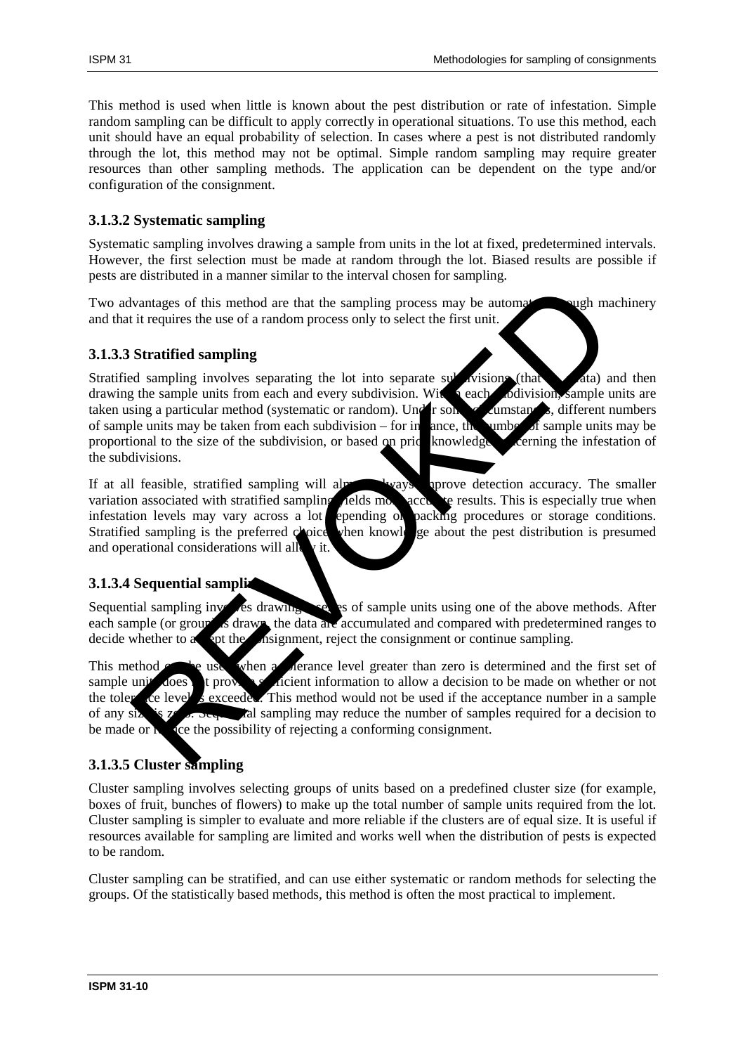This method is used when little is known about the pest distribution or rate of infestation. Simple random sampling can be difficult to apply correctly in operational situations. To use this method, each unit should have an equal probability of selection. In cases where a pest is not distributed randomly through the lot, this method may not be optimal. Simple random sampling may require greater resources than other sampling methods. The application can be dependent on the type and/or configuration of the consignment.

### 3.1.3.2 Systematic sampling

Systematic sampling involves drawing a sample from units in the lot at fixed, predetermined intervals. However, the first selection must be made at random through the lot. Biased results are possible if pests are distributed in a manner similar to the interval chosen for sampling.

Two advantages of this method are that the sampling process may be automated through machinery and that it requires the use of a random process only to select the first unit.

### 3.1.3.3 Stratified sampling

Stratified sampling involves separating the lot into separate subdivisions (that is, strata) and then drawing the sample units from each and every subdivision. Within each subdivision, sample units are taken using a particular method (systematic or random). Under some circumstances, different numbers of sample units may be taken from each subdivision – for instance, the number of sample units may be proportional to the size of the subdivision, or based on prior knowledge concerning the infestation of the subdivisions.

If at all feasible, stratified sampling will almost always improve detection accuracy. The smaller variation associated with stratified sampling yields more accurate results. This is especially true when infestation levels may vary across a lot depending on packing procedures or storage conditions. Stratified sampling is the preferred choice when knowledge about the pest distribution is presumed and operational considerations will allow it.

### 3.1.3.4 Sequential sampling

Sequential sampling involves drawing a series of sample units using one of the above methods. After each sample (or group) is drawn, the data are accumulated and compared with predetermined ranges to decide whether to accept the consignment, reject the consignment or continue sampling.

This method can be used when a tolerance level greater than zero is determined and the first set of sample units does not provide sufficient information to allow a decision to be made on whether or not the tolerance level is exceeded. This method would not be used if the acceptance number in a sample of any size is zero. Sequential sampling may reduce the number of samples required for a decision to be made or reduce the possibility of rejecting a conforming consignment.

### 3.1.3.5 Cluster sampling

Cluster sampling involves selecting groups of units based on a predefined cluster size (for example, boxes of fruit, bunches of flowers) to make up the total number of sample units required from the lot. Cluster sampling is simpler to evaluate and more reliable if the clusters are of equal size. It is useful if resources available for sampling are limited and works well when the distribution of pests is expected to be random.

Cluster sampling can be stratified, and can use either systematic or random methods for selecting the groups. Of the statistically based methods, this method is often the most practical to implement.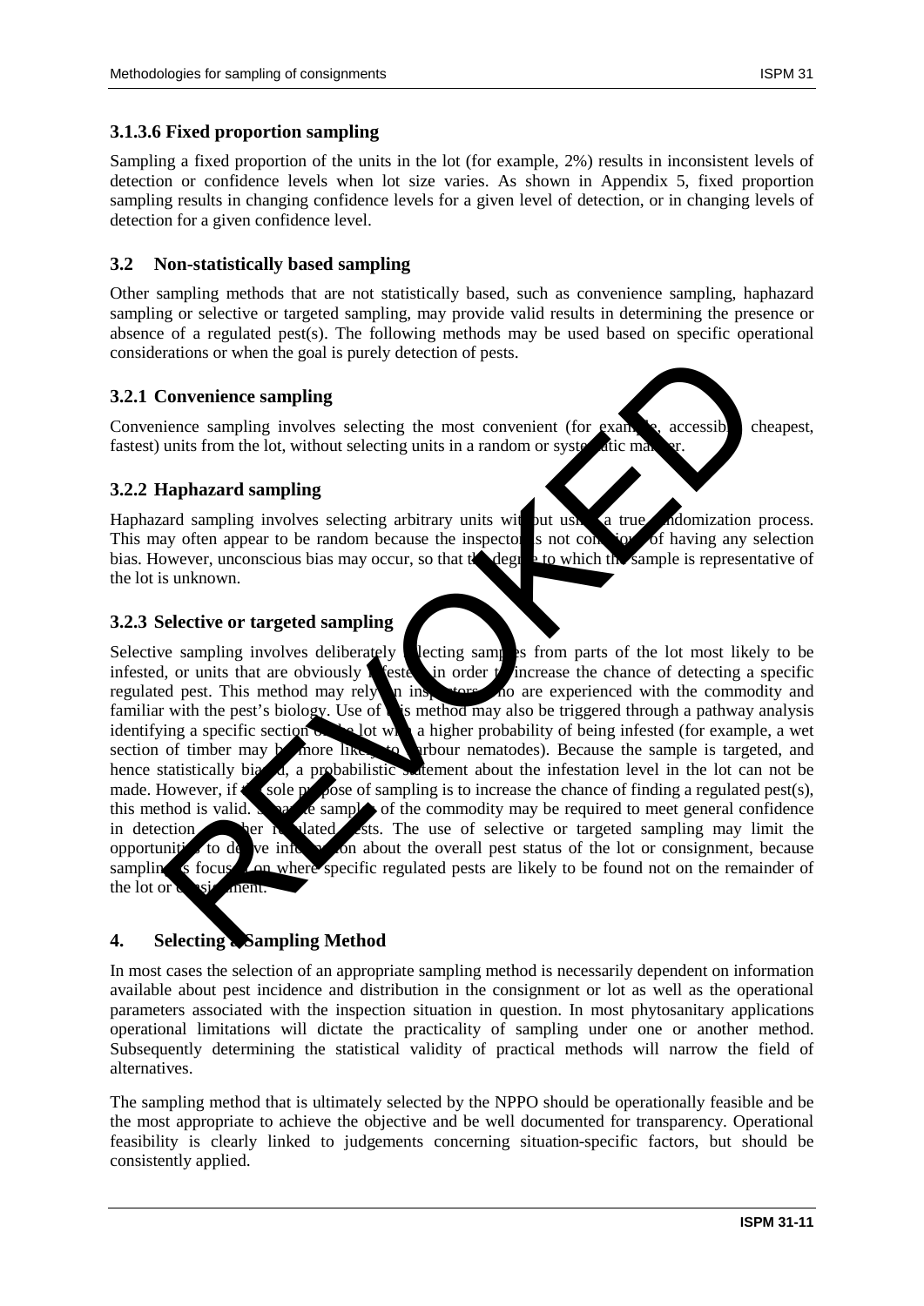### 3.1.3.6 Fixed proportion sampling

Sampling a fixed proportion of the units in the lot (for example, 2%) results in inconsistent levels of detection or confidence levels when lot size varies. As shown in Appendix 5, fixed proportion sampling results in changing confidence levels for a given level of detection, or in changing levels of detection for a given confidence level.

## 3.2 Non-statistically based sampling

Other sampling methods that are not statistically based, such as convenience sampling, haphazard sampling or selective or targeted sampling, may provide valid results in determining the presence or absence of a regulated pest(s). The following methods may be used based on specific operational considerations or when the goal is purely detection of pests.

### 3.2.1 Convenience sampling

Convenience sampling involves selecting the most convenient (for example, accessible, cheapest, fastest) units from the lot, without selecting units in a random or systematic manner.

### 3.2.2 Haphazard sampling

Haphazard sampling involves selecting arbitrary units without using a true randomization process. This may often appear to be random because the inspector is not conscious of having any selection bias. However, unconscious bias may occur, so that the degree to which the sample is representative of the lot is unknown.

### 3.2.3 Selective or targeted sampling

Selective sampling involves deliberately selecting samples from parts of the lot most likely to be infested, or units that are obviously infested, in order to increase the chance of detecting a specific regulated pest. This method may rely on inspectors who are experienced with the commodity and familiar with the pest's biology. Use of this method may also be triggered through a pathway analysis identifying a specific section of the lot with a higher probability of being infested (for example, a wet section of timber may be more likely to harbour nematodes). Because the sample is targeted, and hence statistically biased, a probabilistic statement about the infestation level in the lot can not be made. However, if the sole purpose of sampling is to increase the chance of finding a regulated pest(s), this method is valid. Separate samples of the commodity may be required to meet general confidence in detection of other regulated pests. The use of selective or targeted sampling may limit the opportunities to derive information about the overall pest status of the lot or consignment, because sampling is focused on where specific regulated pests are likely to be found not on the remainder of the lot or consignment.

# 4. Selecting a Sampling Method

In most cases the selection of an appropriate sampling method is necessarily dependent on information available about pest incidence and distribution in the consignment or lot as well as the operational parameters associated with the inspection situation in question. In most phytosanitary applications operational limitations will dictate the practicality of sampling under one or another method. Subsequently determining the statistical validity of practical methods will narrow the field of alternatives.

The sampling method that is ultimately selected by the NPPO should be operationally feasible and be the most appropriate to achieve the objective and be well documented for transparency. Operational feasibility is clearly linked to judgements concerning situation-specific factors, but should be consistently applied.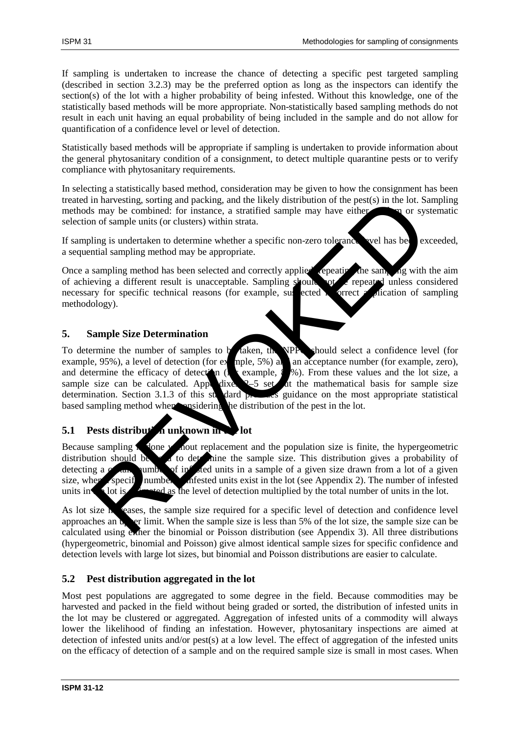If sampling is undertaken to increase the chance of detecting a specific pest targeted sampling (described in section 3.2.3) may be the preferred option as long as the inspectors can identify the section(s) of the lot with a higher probability of being infested. Without this knowledge, one of the statistically based methods will be more appropriate. Non-statistically based sampling methods do not result in each unit having an equal probability of being included in the sample and do not allow for quantification of a confidence level or level of detection.

Statistically based methods will be appropriate if sampling is undertaken to provide information about the general phytosanitary condition of a consignment, to detect multiple quarantine pests or to verify compliance with phytosanitary requirements.

In selecting a statistically based method, consideration may be given to how the consignment has been treated in harvesting, sorting and packing, and the likely distribution of the pest(s) in the lot. Sampling methods may be combined: for instance, a stratified sample may have either random or systematic selection of sample units (or clusters) within strata.

If sampling is undertaken to determine whether a specific non-zero tolerance level has been exceeded, a sequential sampling method may be appropriate.

Once a sampling method has been selected and correctly applied, repeating the sampling with the aim of achieving a different result is unacceptable. Sampling should not be repeated unless considered necessary for specific technical reasons (for example, suspected incorrect application of sampling methodology).

## 5. Sample Size Determination

To determine the number of samples to be taken, the NPPO should select a confidence level (for example, 95%), a level of detection (for example, 5%) and an acceptance number (for example, zero), and determine the efficacy of detection (for example, 80%). From these values and the lot size, a sample size can be calculated. Appendixes 2–5 set out the mathematical basis for sample size determination. Section 3.1.3 of this standard provides guidance on the most appropriate statistical based sampling method when considering the distribution of the pest in the lot.

### 5.1 Pests distribution unknown in the lot

Because sampling is done without replacement and the population size is finite, the hypergeometric distribution should be used to determine the sample size. This distribution gives a probability of detecting a certain number of infested units in a sample of a given size drawn from a lot of a given size, when a specific number of infested units exist in the lot (see Appendix 2). The number of infested units in the lot is estimated as the level of detection multiplied by the total number of units in the lot.

As lot size increases, the sample size required for a specific level of detection and confidence level approaches an upper limit. When the sample size is less than 5% of the lot size, the sample size can be calculated using either the binomial or Poisson distribution (see Appendix 3). All three distributions (hypergeometric, binomial and Poisson) give almost identical sample sizes for specific confidence and detection levels with large lot sizes, but binomial and Poisson distributions are easier to calculate.

### 5.2 Pest distribution aggregated in the lot

Most pest populations are aggregated to some degree in the field. Because commodities may be harvested and packed in the field without being graded or sorted, the distribution of infested units in the lot may be clustered or aggregated. Aggregation of infested units of a commodity will always lower the likelihood of finding an infestation. However, phytosanitary inspections are aimed at detection of infested units and/or pest(s) at a low level. The effect of aggregation of the infested units on the efficacy of detection of a sample and on the required sample size is small in most cases. When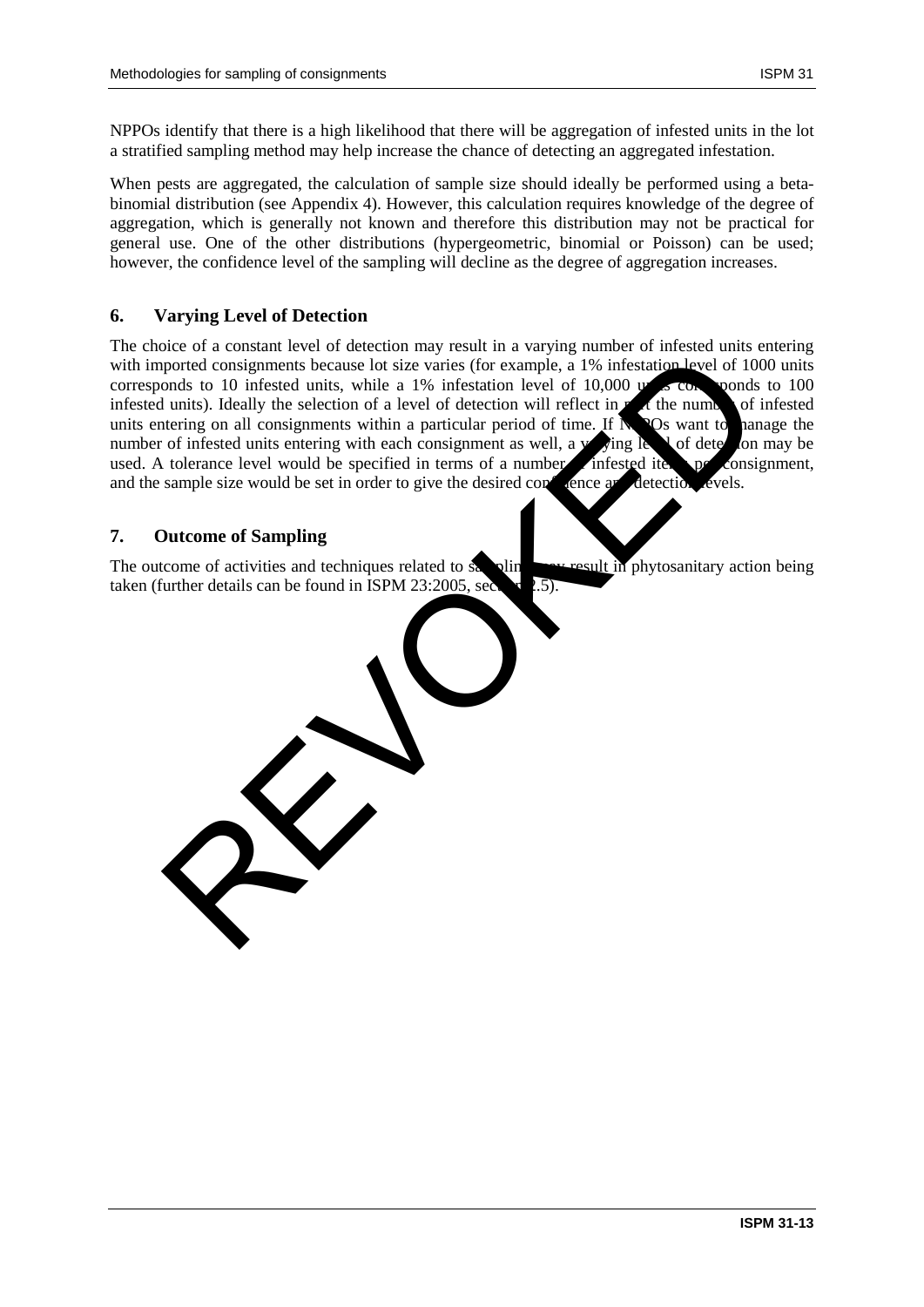NPPOs identify that there is a high likelihood that there will be aggregation of infested units in the lot a stratified sampling method may help increase the chance of detecting an aggregated infestation.

When pests are aggregated, the calculation of sample size should ideally be performed using a beta-binomial distribution (see Appendix 4). However, this calculation requires knowledge of the degree of aggregation, which is generally not known and therefore this distribution may not be practical for general use. One of the other distributions (hypergeometric, binomial or Poisson) can be used; however, the confidence level of the sampling will decline as the degree of aggregation increases.

## 6. Varying Level of Detection

The choice of a constant level of detection may result in a varying number of infested units entering with imported consignments because lot size varies (for example, a 1% infestation level of 1000 units corresponds to 10 infested units, while a 1% infestation level of 10,000 units corresponds to 100 infested units). Ideally the selection of a level of detection will reflect in part the number of infested units entering on all consignments within a particular period of time. If NPPOs want to manage the number of infested units entering with each consignment as well, a varying level of detection may be used. A tolerance level would be specified in terms of a number of infested items per consignment, and the sample size would be set in order to give the desired confidence and detection levels.

## 7. Outcome of Sampling

The outcome of activities and techniques related to sampling may result in phytosanitary action being taken (further details can be found in ISPM 23:2005, section 2.5).

REVOKED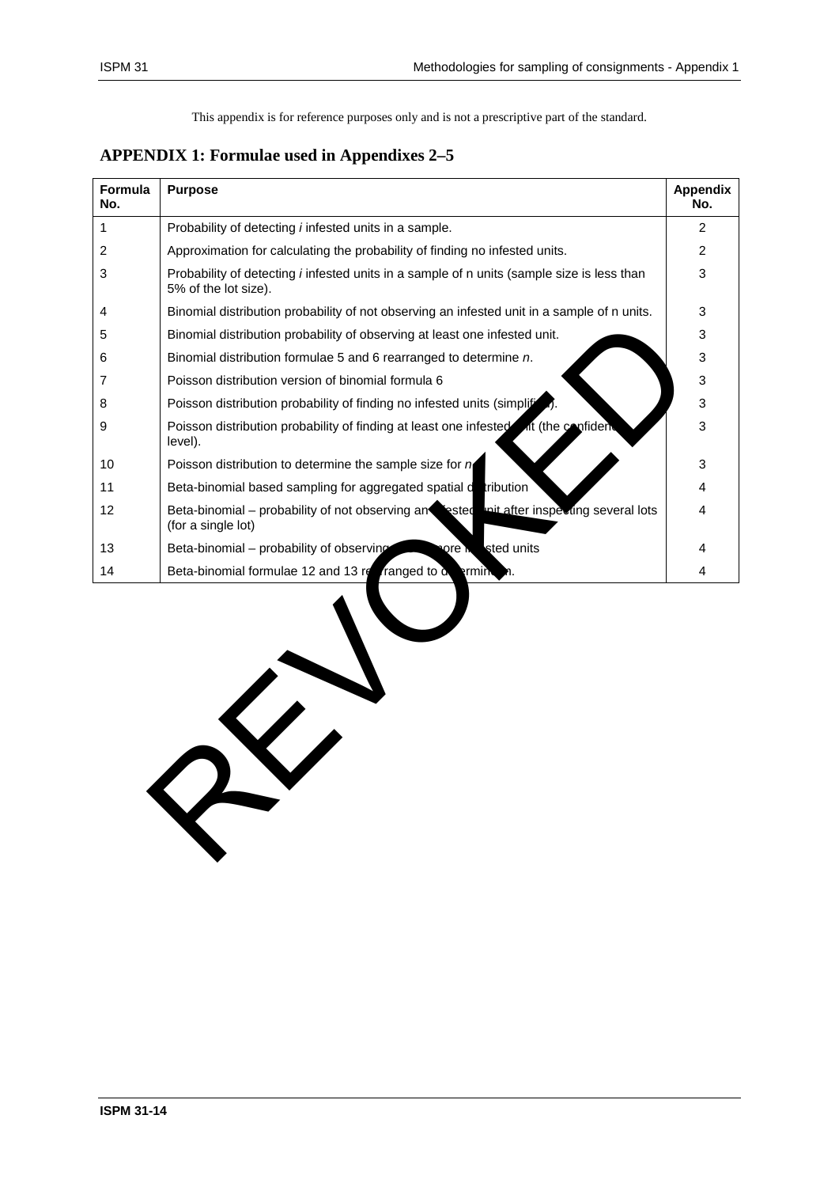This appendix is for reference purposes only and is not a prescriptive part of the standard.

## APPENDIX 1: Formulae used in Appendixes 2–5

| Formula No. | Purpose | Appendix No. |
|---|---|---|
| 1 | Probability of detecting *i* infested units in a sample. | 2 |
| 2 | Approximation for calculating the probability of finding no infested units. | 2 |
| 3 | Probability of detecting *i* infested units in a sample of n units (sample size is less than 5% of the lot size). | 3 |
| 4 | Binomial distribution probability of not observing an infested unit in a sample of n units. | 3 |
| 5 | Binomial distribution probability of observing at least one infested unit. | 3 |
| 6 | Binomial distribution formulae 5 and 6 rearranged to determine *n*. | 3 |
| 7 | Poisson distribution version of binomial formula 6 | 3 |
| 8 | Poisson distribution probability of finding no infested units (simplified). | 3 |
| 9 | Poisson distribution probability of finding at least one infested unit (the confidence level). | 3 |
| 10 | Poisson distribution to determine the sample size for *n* | 3 |
| 11 | Beta-binomial based sampling for aggregated spatial distribution | 4 |
| 12 | Beta-binomial – probability of not observing an infested unit after inspecting several lots (for a single lot) | 4 |
| 13 | Beta-binomial – probability of observing one or more infested units | 4 |
| 14 | Beta-binomial formulae 12 and 13 rearranged to determine n. | 4 |

REVOKED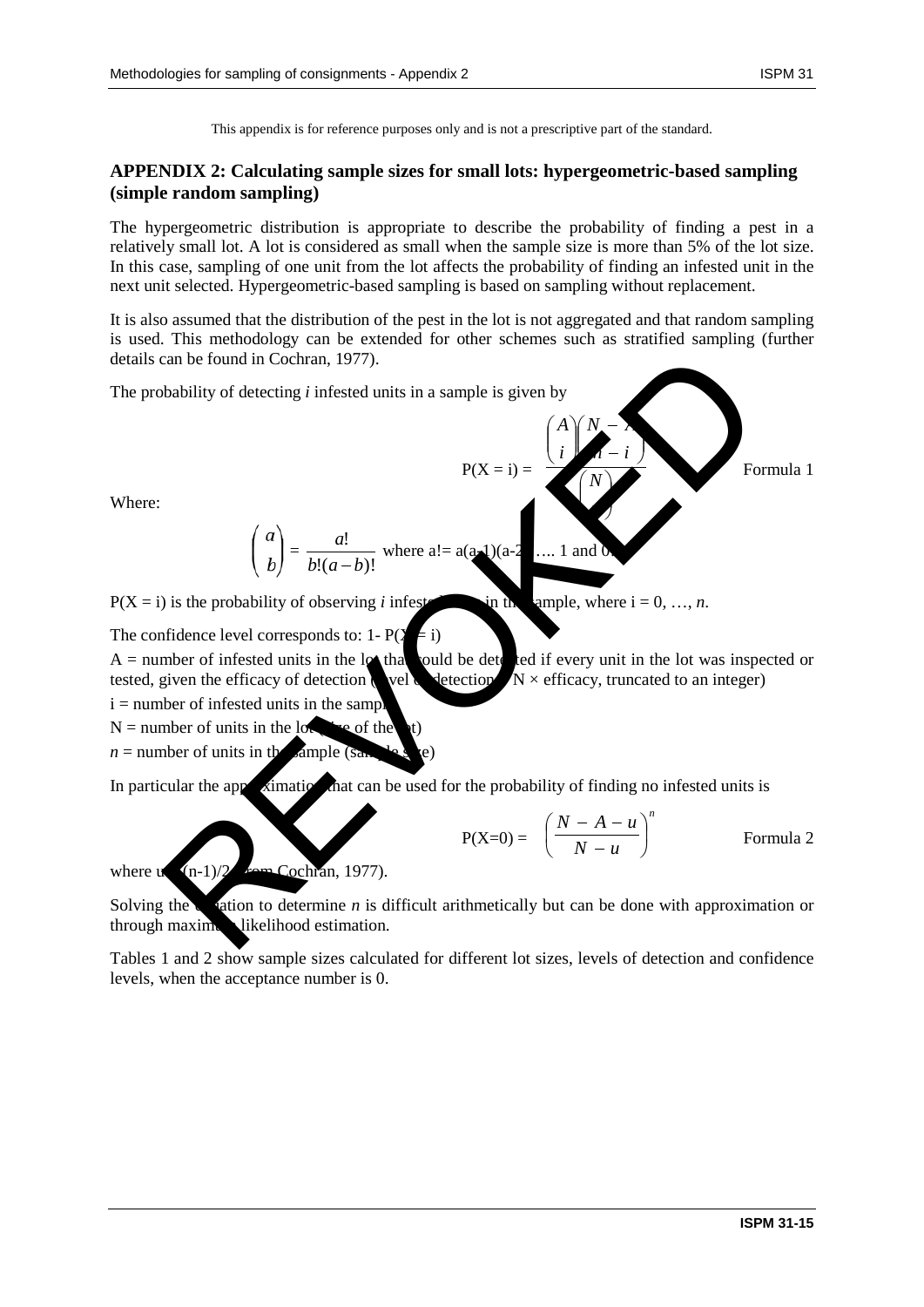This appendix is for reference purposes only and is not a prescriptive part of the standard.

## APPENDIX 2: Calculating sample sizes for small lots: hypergeometric-based sampling (simple random sampling)

The hypergeometric distribution is appropriate to describe the probability of finding a pest in a relatively small lot. A lot is considered as small when the sample size is more than 5% of the lot size. In this case, sampling of one unit from the lot affects the probability of finding an infested unit in the next unit selected. Hypergeometric-based sampling is based on sampling without replacement.

It is also assumed that the distribution of the pest in the lot is not aggregated and that random sampling is used. This methodology can be extended for other schemes such as stratified sampling (further details can be found in Cochran, 1977).

The probability of detecting *i* infested units in a sample is given by

$$P(X = i) = \frac{\binom{A}{i}\binom{N-A}{n-i}}{\binom{N}{n}} \quad \text{Formula 1}$$

Where:

$$\binom{a}{b} = \frac{a!}{b!(a-b)!} \text{ where } a! = a(a-1)(a-2)\ldots 1 \text{ and } 0! = 1$$

$P(X = i)$ is the probability of observing *i* infested units in the sample, where $i = 0, \ldots, n$.

The confidence level corresponds to: $1 - P(X = i)$

$A$ = number of infested units in the lot that could be detected if every unit in the lot was inspected or tested, given the efficacy of detection (level of detection × N × efficacy, truncated to an integer)

$i$ = number of infested units in the sample

$N$ = number of units in the lot (size of the lot)

$n$ = number of units in the sample (sample size)

In particular the approximation that can be used for the probability of finding no infested units is

$$P(X=0) = \left(\frac{N - A - u}{N - u}\right)^n \quad \text{Formula 2}$$

where $u = (n-1)/2$ (from Cochran, 1977).

Solving the equation to determine *n* is difficult arithmetically but can be done with approximation or through maximum likelihood estimation.

Tables 1 and 2 show sample sizes calculated for different lot sizes, levels of detection and confidence levels, when the acceptance number is 0.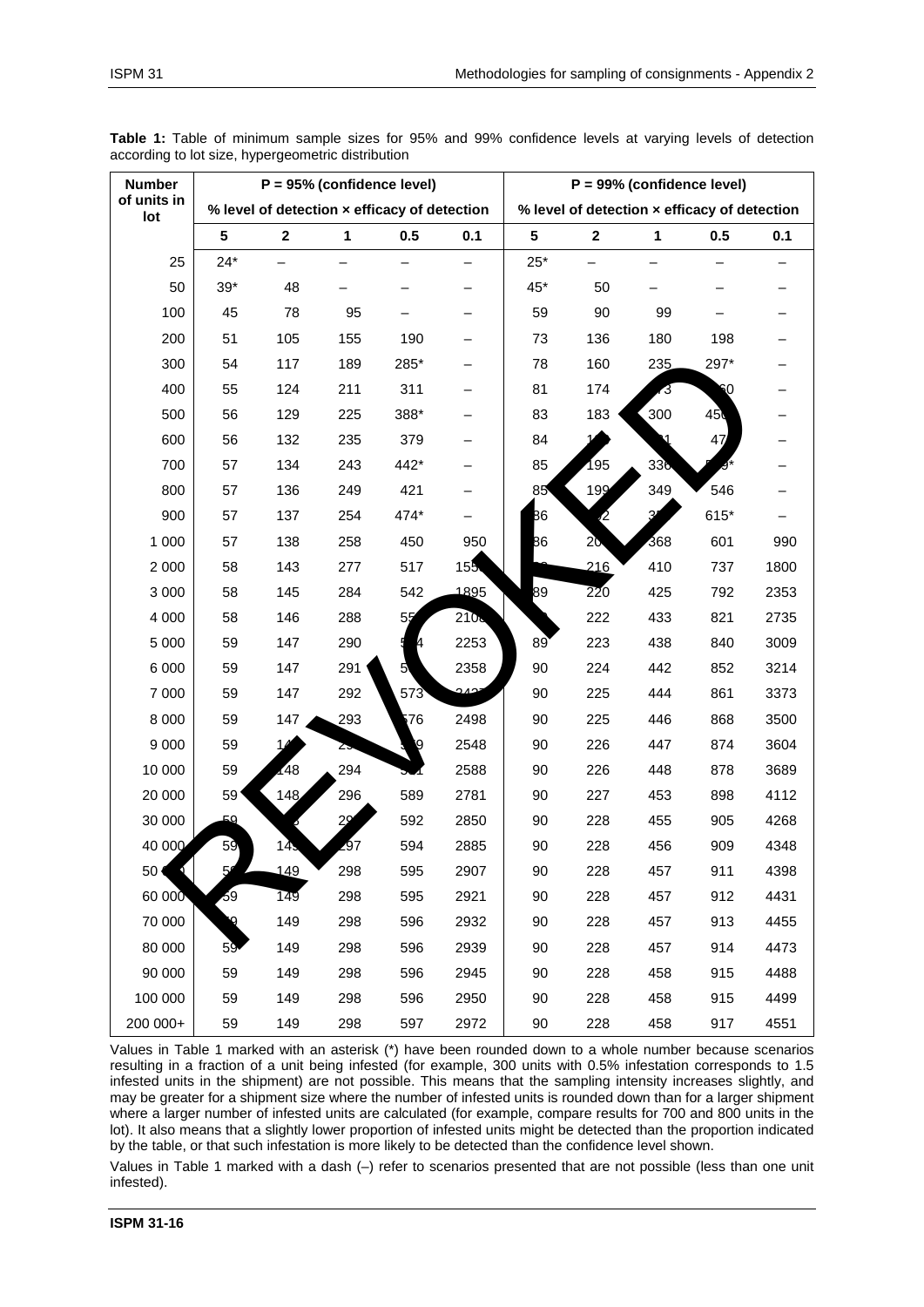**Table 1:** Table of minimum sample sizes for 95% and 99% confidence levels at varying levels of detection according to lot size, hypergeometric distribution

| Number of units in lot | P = 95% (confidence level) | | | | | P = 99% (confidence level) | | | | |
|---|---|---|---|---|---|---|---|---|---|---|
| | % level of detection × efficacy of detection | | | | | % level of detection × efficacy of detection | | | | |
| | **5** | **2** | **1** | **0.5** | **0.1** | **5** | **2** | **1** | **0.5** | **0.1** |
| 25 | 24* | – | – | – | – | 25* | – | – | – | – |
| 50 | 39* | 48 | – | – | – | 45* | 50 | – | – | – |
| 100 | 45 | 78 | 95 | – | – | 59 | 90 | 99 | – | – |
| 200 | 51 | 105 | 155 | 190 | – | 73 | 136 | 180 | 198 | – |
| 300 | 54 | 117 | 189 | 285* | – | 78 | 160 | 235 | 297* | – |
| 400 | 55 | 124 | 211 | 311 | – | 81 | 174 | 273 | 360 | – |
| 500 | 56 | 129 | 225 | 388* | – | 83 | 183 | 300 | 450* | – |
| 600 | 56 | 132 | 235 | 379 | – | 84 | 190 | 321 | 470 | – |
| 700 | 57 | 134 | 243 | 442* | – | 85 | 195 | 336 | 549* | – |
| 800 | 57 | 136 | 249 | 421 | – | 85 | 199 | 349 | 546 | – |
| 900 | 57 | 137 | 254 | 474* | – | 86 | 202 | 359 | 615* | – |
| 1 000 | 57 | 138 | 258 | 450 | 950 | 86 | 204 | 368 | 601 | 990 |
| 2 000 | 58 | 143 | 277 | 517 | 1553 | 88 | 216 | 410 | 737 | 1800 |
| 3 000 | 58 | 145 | 284 | 542 | 1895 | 89 | 220 | 425 | 792 | 2353 |
| 4 000 | 58 | 146 | 288 | 556 | 2108 | 89 | 222 | 433 | 821 | 2735 |
| 5 000 | 59 | 147 | 290 | 564 | 2253 | 89 | 223 | 438 | 840 | 3009 |
| 6 000 | 59 | 147 | 291 | 569 | 2358 | 90 | 224 | 442 | 852 | 3214 |
| 7 000 | 59 | 147 | 292 | 573 | 2437 | 90 | 225 | 444 | 861 | 3373 |
| 8 000 | 59 | 147 | 293 | 576 | 2498 | 90 | 225 | 446 | 868 | 3500 |
| 9 000 | 59 | 148 | 294 | 579 | 2548 | 90 | 226 | 447 | 874 | 3604 |
| 10 000 | 59 | 148 | 294 | 581 | 2588 | 90 | 226 | 448 | 878 | 3689 |
| 20 000 | 59 | 148 | 296 | 589 | 2781 | 90 | 227 | 453 | 898 | 4112 |
| 30 000 | 59 | 148 | 297 | 592 | 2850 | 90 | 228 | 455 | 905 | 4268 |
| 40 000 | 59 | 149 | 297 | 594 | 2885 | 90 | 228 | 456 | 909 | 4348 |
| 50 000 | 59 | 149 | 298 | 595 | 2907 | 90 | 228 | 457 | 911 | 4398 |
| 60 000 | 59 | 149 | 298 | 595 | 2921 | 90 | 228 | 457 | 912 | 4431 |
| 70 000 | 59 | 149 | 298 | 596 | 2932 | 90 | 228 | 457 | 913 | 4455 |
| 80 000 | 59 | 149 | 298 | 596 | 2939 | 90 | 228 | 457 | 914 | 4473 |
| 90 000 | 59 | 149 | 298 | 596 | 2945 | 90 | 228 | 458 | 915 | 4488 |
| 100 000 | 59 | 149 | 298 | 596 | 2950 | 90 | 228 | 458 | 915 | 4499 |
| 200 000+ | 59 | 149 | 298 | 597 | 2972 | 90 | 228 | 458 | 917 | 4551 |

Values in Table 1 marked with an asterisk (*) have been rounded down to a whole number because scenarios resulting in a fraction of a unit being infested (for example, 300 units with 0.5% infestation corresponds to 1.5 infested units in the shipment) are not possible. This means that the sampling intensity increases slightly, and may be greater for a shipment size where the number of infested units is rounded down than for a larger shipment where a larger number of infested units are calculated (for example, compare results for 700 and 800 units in the lot). It also means that a slightly lower proportion of infested units might be detected than the proportion indicated by the table, or that such infestation is more likely to be detected than the confidence level shown.

Values in Table 1 marked with a dash (–) refer to scenarios presented that are not possible (less than one unit infested).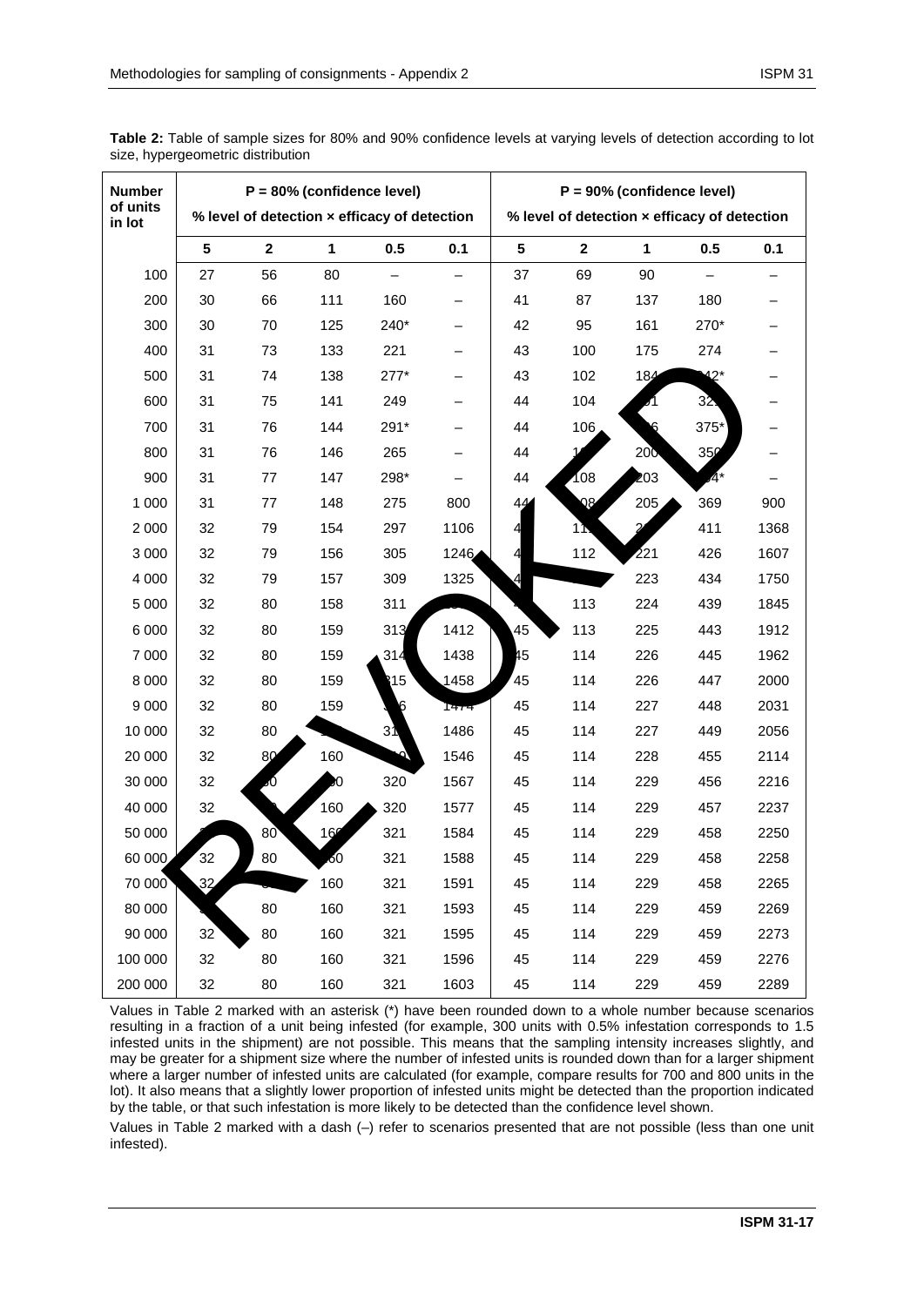**Table 2:** Table of sample sizes for 80% and 90% confidence levels at varying levels of detection according to lot size, hypergeometric distribution

| Number of units in lot | P = 80% (confidence level) | | | | | P = 90% (confidence level) | | | | |
|---|---|---|---|---|---|---|---|---|---|---|
| | % level of detection × efficacy of detection | | | | | % level of detection × efficacy of detection | | | | |
| | **5** | **2** | **1** | **0.5** | **0.1** | **5** | **2** | **1** | **0.5** | **0.1** |
| 100 | 27 | 56 | 80 | – | – | 37 | 69 | 90 | – | – |
| 200 | 30 | 66 | 111 | 160 | – | 41 | 87 | 137 | 180 | – |
| 300 | 30 | 70 | 125 | 240* | – | 42 | 95 | 161 | 270* | – |
| 400 | 31 | 73 | 133 | 221 | – | 43 | 100 | 175 | 274 | – |
| 500 | 31 | 74 | 138 | 277* | – | 43 | 102 | 184 | 342* | – |
| 600 | 31 | 75 | 141 | 249 | – | 44 | 104 | 191 | 321 | – |
| 700 | 31 | 76 | 144 | 291* | – | 44 | 106 | 196 | 375* | – |
| 800 | 31 | 76 | 146 | 265 | – | 44 | 107 | 200 | 350 | – |
| 900 | 31 | 77 | 147 | 298* | – | 44 | 108 | 203 | 394* | – |
| 1 000 | 31 | 77 | 148 | 275 | 800 | 44 | 108 | 205 | 369 | 900 |
| 2 000 | 32 | 79 | 154 | 297 | 1106 | 45 | 111 | 217 | 411 | 1368 |
| 3 000 | 32 | 79 | 156 | 305 | 1246 | 45 | 112 | 221 | 426 | 1607 |
| 4 000 | 32 | 79 | 157 | 309 | 1325 | 45 | 113 | 223 | 434 | 1750 |
| 5 000 | 32 | 80 | 158 | 311 | 1376 | 45 | 113 | 224 | 439 | 1845 |
| 6 000 | 32 | 80 | 159 | 313 | 1412 | 45 | 113 | 225 | 443 | 1912 |
| 7 000 | 32 | 80 | 159 | 314 | 1438 | 45 | 114 | 226 | 445 | 1962 |
| 8 000 | 32 | 80 | 159 | 315 | 1458 | 45 | 114 | 226 | 447 | 2000 |
| 9 000 | 32 | 80 | 159 | 316 | 1474 | 45 | 114 | 227 | 448 | 2031 |
| 10 000 | 32 | 80 | 159 | 316 | 1486 | 45 | 114 | 227 | 449 | 2056 |
| 20 000 | 32 | 80 | 160 | 319 | 1546 | 45 | 114 | 228 | 455 | 2114 |
| 30 000 | 32 | 80 | 160 | 320 | 1567 | 45 | 114 | 229 | 456 | 2216 |
| 40 000 | 32 | 80 | 160 | 320 | 1577 | 45 | 114 | 229 | 457 | 2237 |
| 50 000 | 32 | 80 | 160 | 321 | 1584 | 45 | 114 | 229 | 458 | 2250 |
| 60 000 | 32 | 80 | 160 | 321 | 1588 | 45 | 114 | 229 | 458 | 2258 |
| 70 000 | 32 | 80 | 160 | 321 | 1591 | 45 | 114 | 229 | 458 | 2265 |
| 80 000 | 32 | 80 | 160 | 321 | 1593 | 45 | 114 | 229 | 459 | 2269 |
| 90 000 | 32 | 80 | 160 | 321 | 1595 | 45 | 114 | 229 | 459 | 2273 |
| 100 000 | 32 | 80 | 160 | 321 | 1596 | 45 | 114 | 229 | 459 | 2276 |
| 200 000 | 32 | 80 | 160 | 321 | 1603 | 45 | 114 | 229 | 459 | 2289 |

Values in Table 2 marked with an asterisk (*) have been rounded down to a whole number because scenarios resulting in a fraction of a unit being infested (for example, 300 units with 0.5% infestation corresponds to 1.5 infested units in the shipment) are not possible. This means that the sampling intensity increases slightly, and may be greater for a shipment size where the number of infested units is rounded down than for a larger shipment where a larger number of infested units are calculated (for example, compare results for 700 and 800 units in the lot). It also means that a slightly lower proportion of infested units might be detected than the proportion indicated by the table, or that such infestation is more likely to be detected than the confidence level shown.

Values in Table 2 marked with a dash (–) refer to scenarios presented that are not possible (less than one unit infested).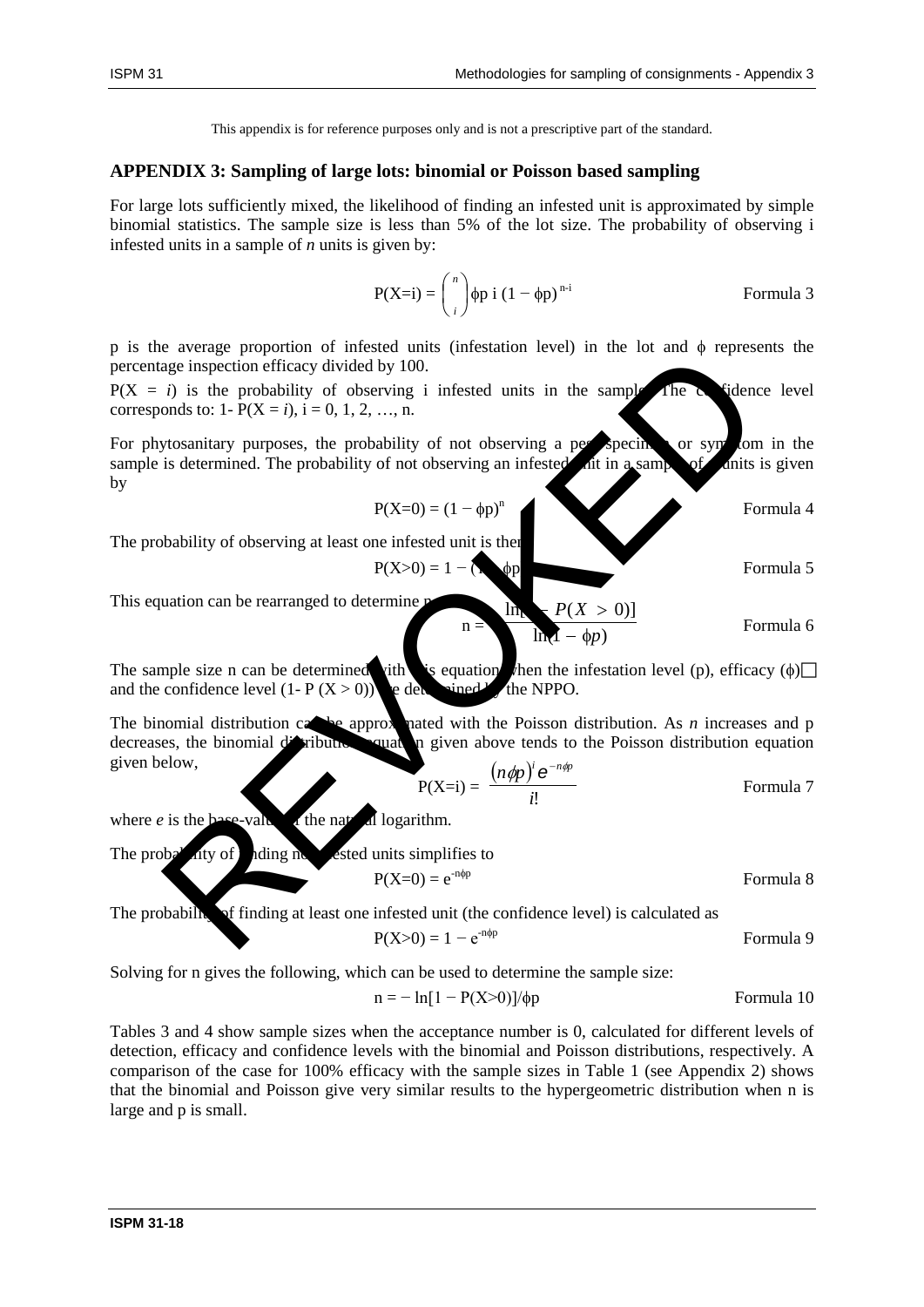This appendix is for reference purposes only and is not a prescriptive part of the standard.

## APPENDIX 3: Sampling of large lots: binomial or Poisson based sampling

For large lots sufficiently mixed, the likelihood of finding an infested unit is approximated by simple binomial statistics. The sample size is less than 5% of the lot size. The probability of observing i infested units in a sample of *n* units is given by:

$$P(X=i) = \binom{n}{i} \phi p\ i\ (1 - \phi p)^{n-i} \qquad \text{Formula 3}$$

p is the average proportion of infested units (infestation level) in the lot and $\phi$ represents the percentage inspection efficacy divided by 100.

$P(X = i)$ is the probability of observing i infested units in the sample. The confidence level corresponds to: $1 - P(X = i)$, $i = 0, 1, 2, \ldots, n$.

For phytosanitary purposes, the probability of not observing a pest specimen or symptom in the sample is determined. The probability of not observing an infested unit in a sample of n units is given by

$$P(X=0) = (1 - \phi p)^n \qquad \text{Formula 4}$$

The probability of observing at least one infested unit is then

$$P(X>0) = 1 - (1 - \phi p)^n \qquad \text{Formula 5}$$

This equation can be rearranged to determine n:

$$n = \frac{\ln[1 - P(X > 0)]}{\ln(1 - \phi p)} \qquad \text{Formula 6}$$

The sample size n can be determined with this equation when the infestation level (p), efficacy ($\phi$) and the confidence level ($1 - P(X > 0)$) are determined by the NPPO.

The binomial distribution can be approximated with the Poisson distribution. As *n* increases and p decreases, the binomial distribution equation given above tends to the Poisson distribution equation given below,

$$P(X=i) = \frac{(n\phi p)^i e^{-n\phi p}}{i!} \qquad \text{Formula 7}$$

where *e* is the base-value of the natural logarithm.

The probability of finding no infested units simplifies to

$$P(X=0) = e^{-n\phi p} \qquad \text{Formula 8}$$

The probability of finding at least one infested unit (the confidence level) is calculated as

$$P(X>0) = 1 - e^{-n\phi p} \qquad \text{Formula 9}$$

Solving for n gives the following, which can be used to determine the sample size:

$$n = -\ln[1 - P(X>0)]/\phi p \qquad \text{Formula 10}$$

Tables 3 and 4 show sample sizes when the acceptance number is 0, calculated for different levels of detection, efficacy and confidence levels with the binomial and Poisson distributions, respectively. A comparison of the case for 100% efficacy with the sample sizes in Table 1 (see Appendix 2) shows that the binomial and Poisson give very similar results to the hypergeometric distribution when n is large and p is small.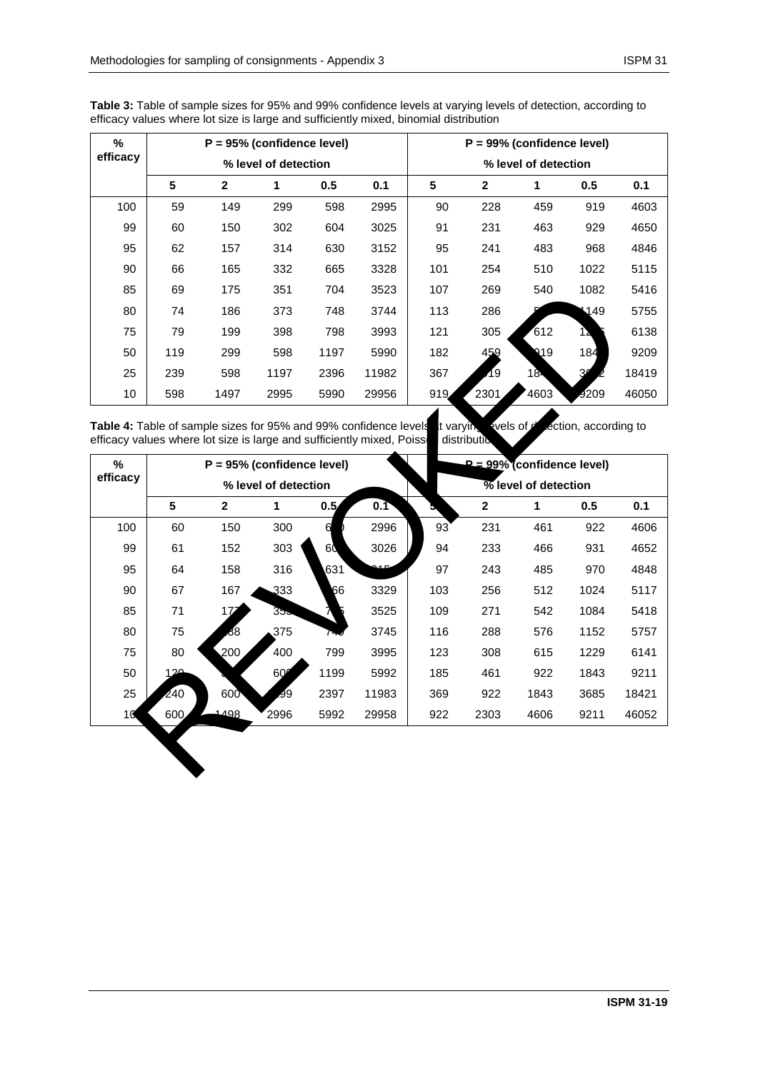**Table 3:** Table of sample sizes for 95% and 99% confidence levels at varying levels of detection, according to efficacy values where lot size is large and sufficiently mixed, binomial distribution

| % efficacy | P = 95% (confidence level) | | | | | P = 99% (confidence level) | | | | |
|---|---|---|---|---|---|---|---|---|---|---|
| | % level of detection | | | | | % level of detection | | | | |
| | 5 | 2 | 1 | 0.5 | 0.1 | 5 | 2 | 1 | 0.5 | 0.1 |
| 100 | 59 | 149 | 299 | 598 | 2995 | 90 | 228 | 459 | 919 | 4603 |
| 99 | 60 | 150 | 302 | 604 | 3025 | 91 | 231 | 463 | 929 | 4650 |
| 95 | 62 | 157 | 314 | 630 | 3152 | 95 | 241 | 483 | 968 | 4846 |
| 90 | 66 | 165 | 332 | 665 | 3328 | 101 | 254 | 510 | 1022 | 5115 |
| 85 | 69 | 175 | 351 | 704 | 3523 | 107 | 269 | 540 | 1082 | 5416 |
| 80 | 74 | 186 | 373 | 748 | 3744 | 113 | 286 | 574 | 1149 | 5755 |
| 75 | 79 | 199 | 398 | 798 | 3993 | 121 | 305 | 612 | 1226 | 6138 |
| 50 | 119 | 299 | 598 | 1197 | 5990 | 182 | 459 | 919 | 1840 | 9209 |
| 25 | 239 | 598 | 1197 | 2396 | 11982 | 367 | 919 | 1840 | 3682 | 18419 |
| 10 | 598 | 1497 | 2995 | 5990 | 29956 | 919 | 2301 | 4603 | 9209 | 46050 |

**Table 4:** Table of sample sizes for 95% and 99% confidence levels at varying levels of detection, according to efficacy values where lot size is large and sufficiently mixed, Poisson distribution

| % efficacy | P = 95% (confidence level) | | | | | P = 99% (confidence level) | | | | |
|---|---|---|---|---|---|---|---|---|---|---|
| | % level of detection | | | | | % level of detection | | | | |
| | 5 | 2 | 1 | 0.5 | 0.1 | 5 | 2 | 1 | 0.5 | 0.1 |
| 100 | 60 | 150 | 300 | 600 | 2996 | 93 | 231 | 461 | 922 | 4606 |
| 99 | 61 | 152 | 303 | 606 | 3026 | 94 | 233 | 466 | 931 | 4652 |
| 95 | 64 | 158 | 316 | 631 | 3154 | 97 | 243 | 485 | 970 | 4848 |
| 90 | 67 | 167 | 333 | 666 | 3329 | 103 | 256 | 512 | 1024 | 5117 |
| 85 | 71 | 177 | 353 | 705 | 3525 | 109 | 271 | 542 | 1084 | 5418 |
| 80 | 75 | 188 | 375 | 749 | 3745 | 116 | 288 | 576 | 1152 | 5757 |
| 75 | 80 | 200 | 400 | 799 | 3995 | 123 | 308 | 615 | 1229 | 6141 |
| 50 | 120 | 300 | 600 | 1199 | 5992 | 185 | 461 | 922 | 1843 | 9211 |
| 25 | 240 | 600 | 1199 | 2397 | 11983 | 369 | 922 | 1843 | 3685 | 18421 |
| 10 | 600 | 1498 | 2996 | 5992 | 29958 | 922 | 2303 | 4606 | 9211 | 46052 |

REVOKED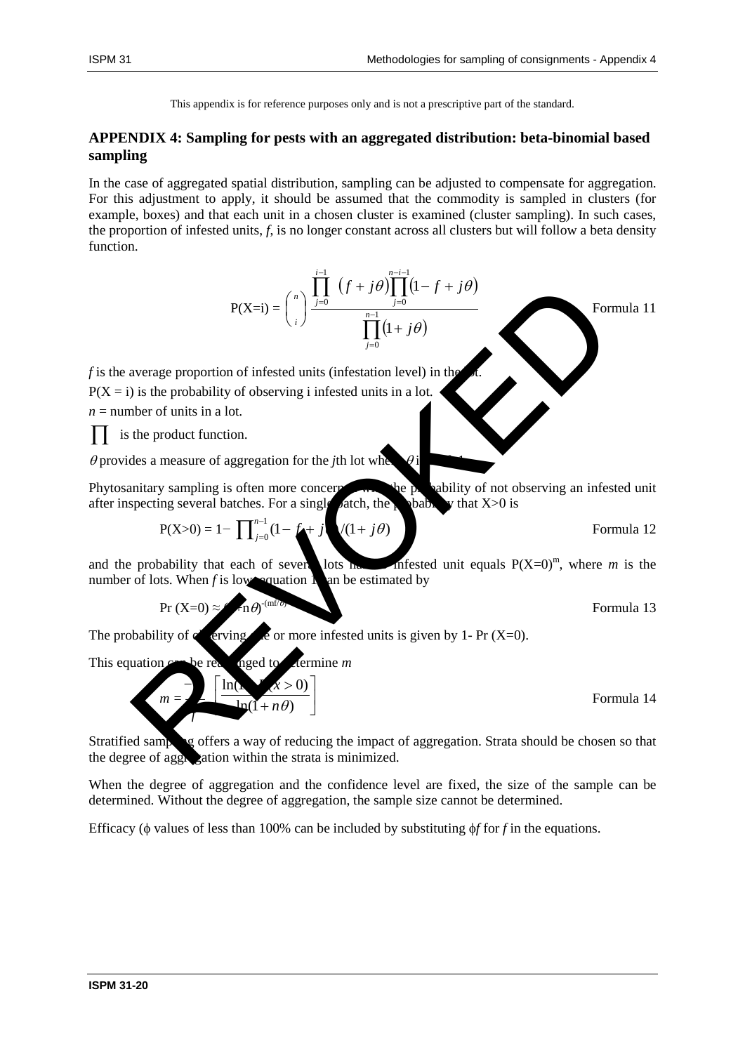This appendix is for reference purposes only and is not a prescriptive part of the standard.

## APPENDIX 4: Sampling for pests with an aggregated distribution: beta-binomial based sampling

In the case of aggregated spatial distribution, sampling can be adjusted to compensate for aggregation. For this adjustment to apply, it should be assumed that the commodity is sampled in clusters (for example, boxes) and that each unit in a chosen cluster is examined (cluster sampling). In such cases, the proportion of infested units, *f*, is no longer constant across all clusters but will follow a beta density function.

$$P(X=i) = \binom{n}{i} \frac{\prod_{j=0}^{i-1} (f + j\theta) \prod_{j=0}^{n-i-1} (1 - f + j\theta)}{\prod_{j=0}^{n-1} (1 + j\theta)} \qquad \text{Formula 11}$$

*f* is the average proportion of infested units (infestation level) in the lot.

$P(X = i)$ is the probability of observing i infested units in a lot.

*n* = number of units in a lot.

$\prod$ is the product function.

$\theta$ provides a measure of aggregation for the *j*th lot where $\theta$ is 0-1.

Phytosanitary sampling is often more concerned with the probability of not observing an infested unit after inspecting several batches. For a single batch, the probability that X>0 is

$$P(X>0) = 1 - \prod_{j=0}^{n-1} (1 - f + j\theta)/(1 + j\theta) \qquad \text{Formula 12}$$

and the probability that each of several lots has no infested unit equals $P(X=0)^m$, where *m* is the number of lots. When *f* is low, equation 12 can be estimated by

$$\Pr(X=0) \approx (1+n\theta)^{-(mf/\theta)} \qquad \text{Formula 13}$$

The probability of observing one or more infested units is given by 1- Pr (X=0).

This equation can be rearranged to determine *m*

$$m = \frac{-\theta}{f} \left[ \frac{\ln(1 - P(x > 0))}{\ln(1 + n\theta)} \right] \qquad \text{Formula 14}$$

Stratified sampling offers a way of reducing the impact of aggregation. Strata should be chosen so that the degree of aggregation within the strata is minimized.

When the degree of aggregation and the confidence level are fixed, the size of the sample can be determined. Without the degree of aggregation, the sample size cannot be determined.

Efficacy ($\phi$ values of less than 100% can be included by substituting $\phi f$ for *f* in the equations.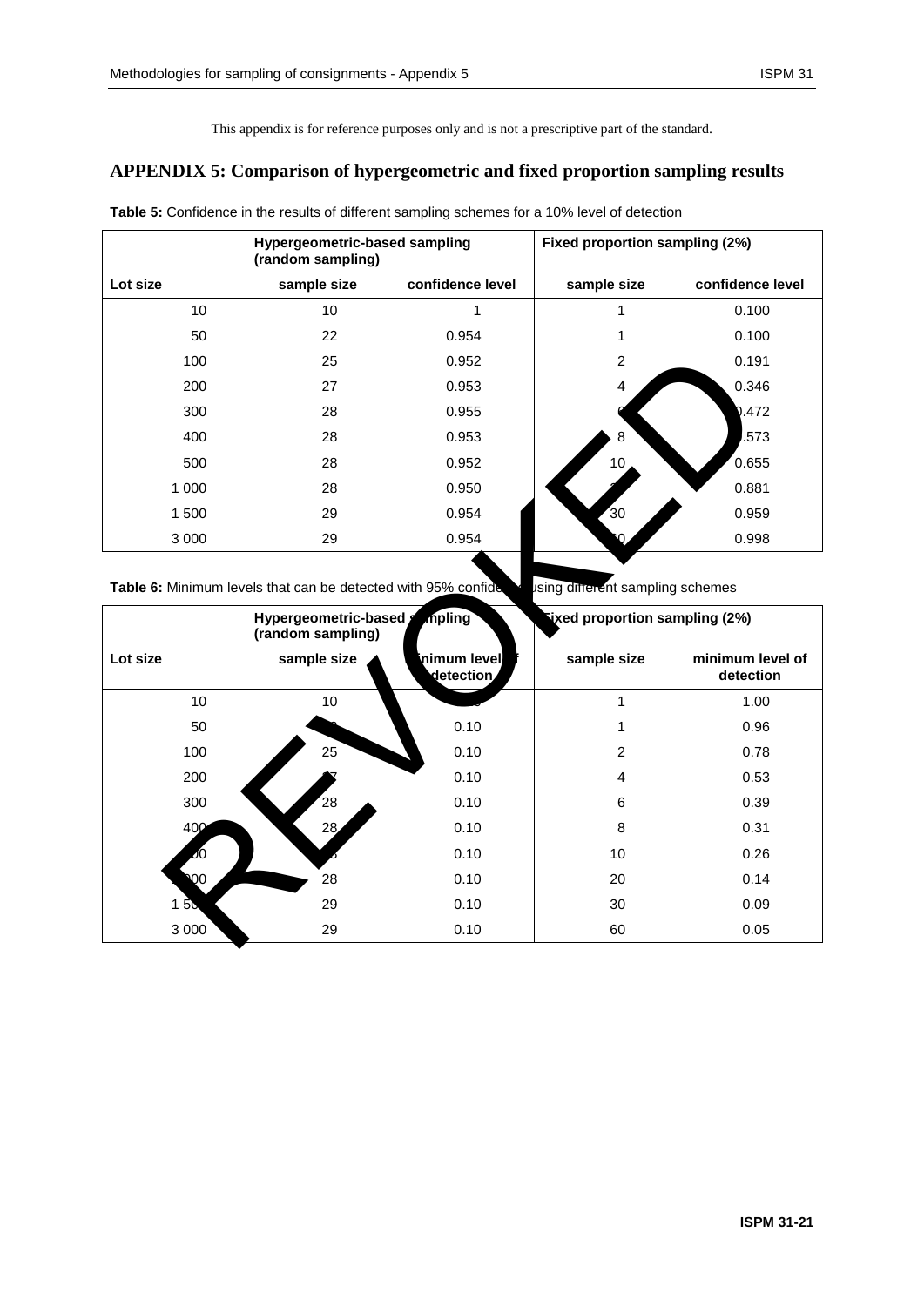This appendix is for reference purposes only and is not a prescriptive part of the standard.

## APPENDIX 5: Comparison of hypergeometric and fixed proportion sampling results

**Table 5:** Confidence in the results of different sampling schemes for a 10% level of detection

| | Hypergeometric-based sampling (random sampling) | | Fixed proportion sampling (2%) | |
|---|---|---|---|---|
| **Lot size** | **sample size** | **confidence level** | **sample size** | **confidence level** |
| 10 | 10 | 1 | 1 | 0.100 |
| 50 | 22 | 0.954 | 1 | 0.100 |
| 100 | 25 | 0.952 | 2 | 0.191 |
| 200 | 27 | 0.953 | 4 | 0.346 |
| 300 | 28 | 0.955 | 6 | 0.472 |
| 400 | 28 | 0.953 | 8 | 0.573 |
| 500 | 28 | 0.952 | 10 | 0.655 |
| 1 000 | 28 | 0.950 | 20 | 0.881 |
| 1 500 | 29 | 0.954 | 30 | 0.959 |
| 3 000 | 29 | 0.954 | 60 | 0.998 |

**Table 6:** Minimum levels that can be detected with 95% confidence using different sampling schemes

| | Hypergeometric-based sampling (random sampling) | | Fixed proportion sampling (2%) | |
|---|---|---|---|---|
| **Lot size** | **sample size** | **minimum level of detection** | **sample size** | **minimum level of detection** |
| 10 | 10 | 0.10 | 1 | 1.00 |
| 50 | 22 | 0.10 | 1 | 0.96 |
| 100 | 25 | 0.10 | 2 | 0.78 |
| 200 | 27 | 0.10 | 4 | 0.53 |
| 300 | 28 | 0.10 | 6 | 0.39 |
| 400 | 28 | 0.10 | 8 | 0.31 |
| 500 | 28 | 0.10 | 10 | 0.26 |
| 1 000 | 28 | 0.10 | 20 | 0.14 |
| 1 500 | 29 | 0.10 | 30 | 0.09 |
| 3 000 | 29 | 0.10 | 60 | 0.05 |